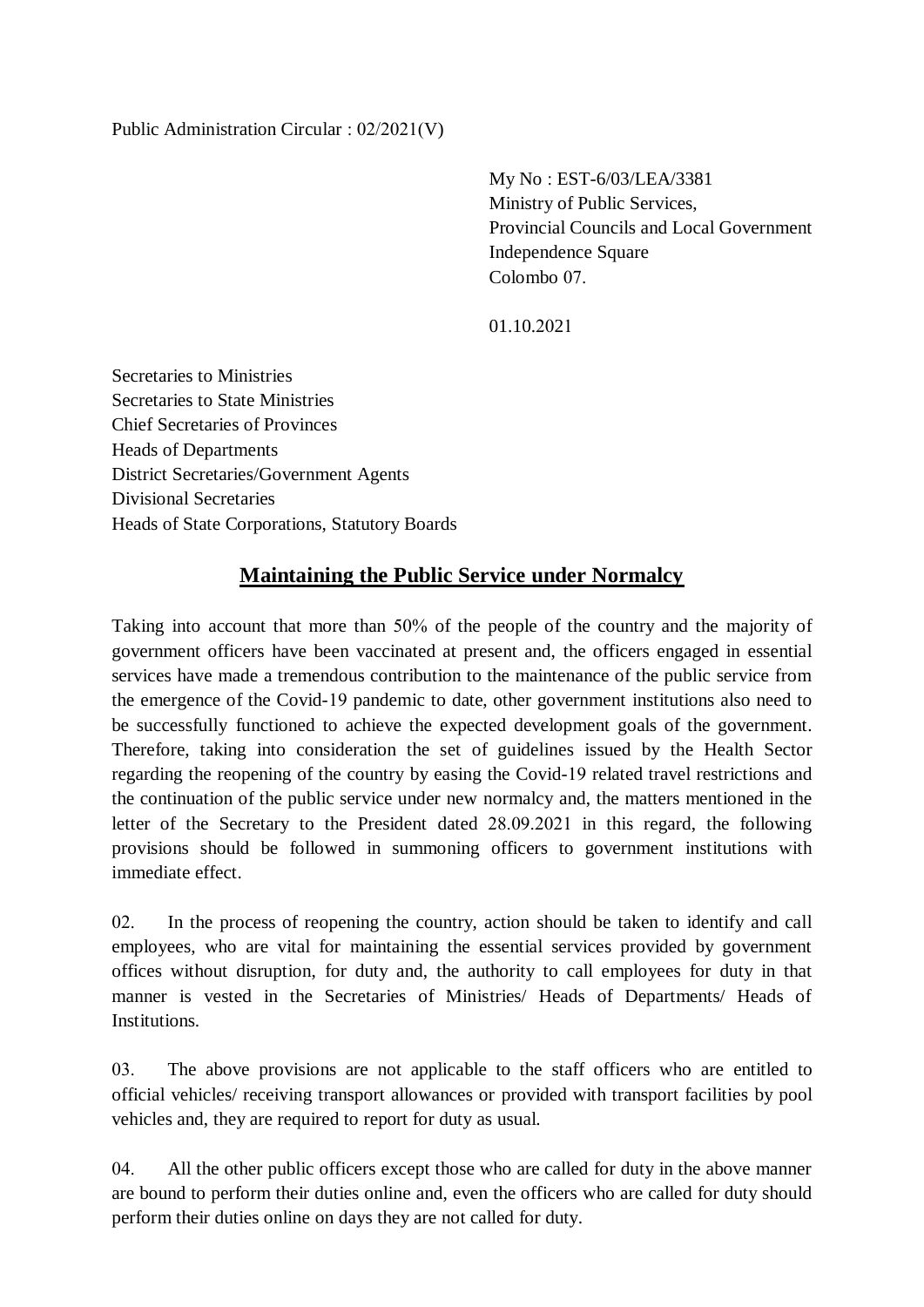Public Administration Circular : 02/2021(V)

My No : EST-6/03/LEA/3381
Ministry of Public Services,
Provincial Councils and Local Government
Independence Square
Colombo 07.

01.10.2021

Secretaries to Ministries
Secretaries to State Ministries
Chief Secretaries of Provinces
Heads of Departments
District Secretaries/Government Agents
Divisional Secretaries
Heads of State Corporations, Statutory Boards

## **Maintaining the Public Service under Normalcy**

Taking into account that more than 50% of the people of the country and the majority of government officers have been vaccinated at present and, the officers engaged in essential services have made a tremendous contribution to the maintenance of the public service from the emergence of the Covid-19 pandemic to date, other government institutions also need to be successfully functioned to achieve the expected development goals of the government. Therefore, taking into consideration the set of guidelines issued by the Health Sector regarding the reopening of the country by easing the Covid-19 related travel restrictions and the continuation of the public service under new normalcy and, the matters mentioned in the letter of the Secretary to the President dated 28.09.2021 in this regard, the following provisions should be followed in summoning officers to government institutions with immediate effect.

02. In the process of reopening the country, action should be taken to identify and call employees, who are vital for maintaining the essential services provided by government offices without disruption, for duty and, the authority to call employees for duty in that manner is vested in the Secretaries of Ministries/ Heads of Departments/ Heads of Institutions.

03. The above provisions are not applicable to the staff officers who are entitled to official vehicles/ receiving transport allowances or provided with transport facilities by pool vehicles and, they are required to report for duty as usual.

04. All the other public officers except those who are called for duty in the above manner are bound to perform their duties online and, even the officers who are called for duty should perform their duties online on days they are not called for duty.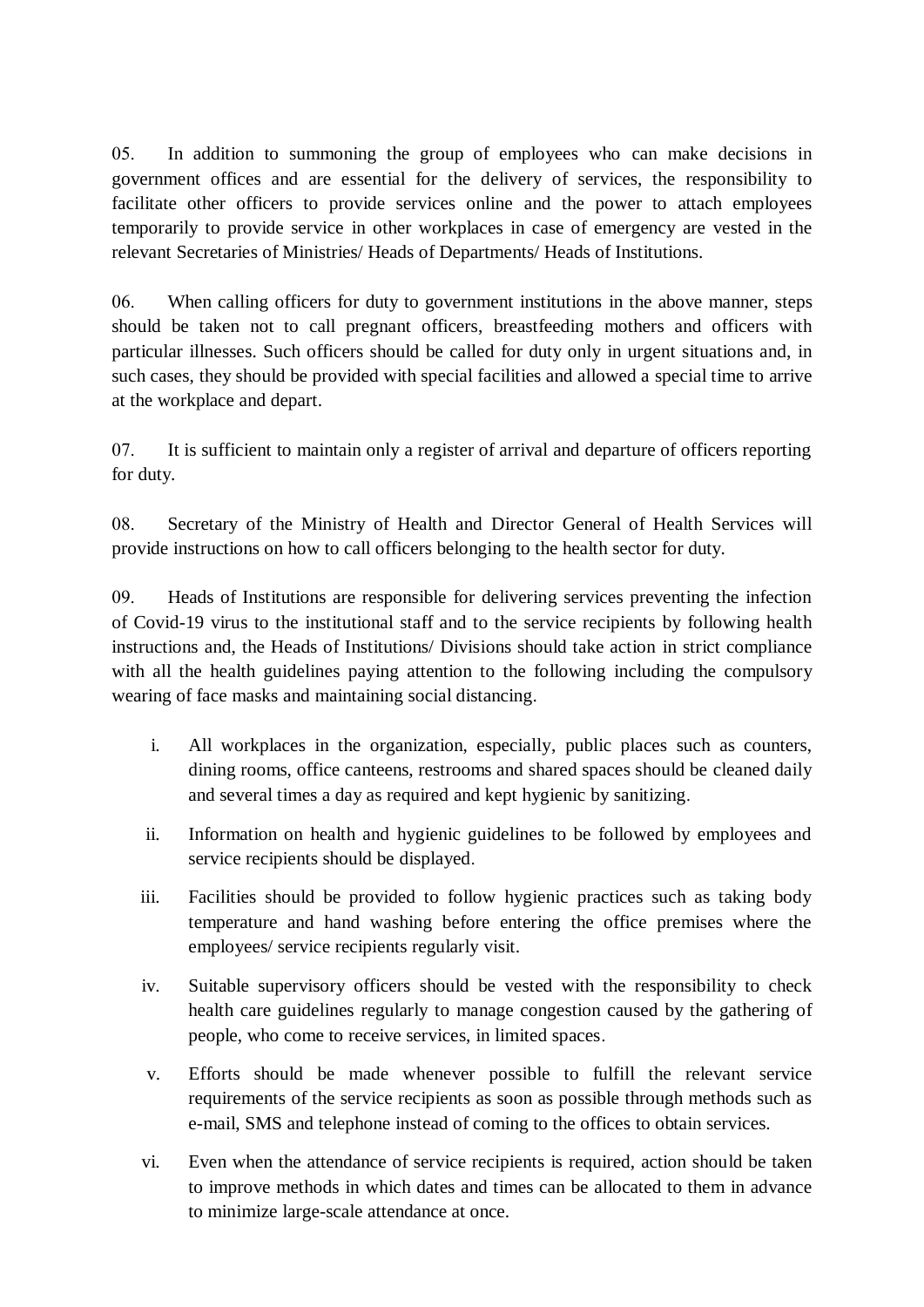05. In addition to summoning the group of employees who can make decisions in government offices and are essential for the delivery of services, the responsibility to facilitate other officers to provide services online and the power to attach employees temporarily to provide service in other workplaces in case of emergency are vested in the relevant Secretaries of Ministries/ Heads of Departments/ Heads of Institutions.

06. When calling officers for duty to government institutions in the above manner, steps should be taken not to call pregnant officers, breastfeeding mothers and officers with particular illnesses. Such officers should be called for duty only in urgent situations and, in such cases, they should be provided with special facilities and allowed a special time to arrive at the workplace and depart.

07. It is sufficient to maintain only a register of arrival and departure of officers reporting for duty.

08. Secretary of the Ministry of Health and Director General of Health Services will provide instructions on how to call officers belonging to the health sector for duty.

09. Heads of Institutions are responsible for delivering services preventing the infection of Covid-19 virus to the institutional staff and to the service recipients by following health instructions and, the Heads of Institutions/ Divisions should take action in strict compliance with all the health guidelines paying attention to the following including the compulsory wearing of face masks and maintaining social distancing.

i. All workplaces in the organization, especially, public places such as counters, dining rooms, office canteens, restrooms and shared spaces should be cleaned daily and several times a day as required and kept hygienic by sanitizing.

ii. Information on health and hygienic guidelines to be followed by employees and service recipients should be displayed.

iii. Facilities should be provided to follow hygienic practices such as taking body temperature and hand washing before entering the office premises where the employees/ service recipients regularly visit.

iv. Suitable supervisory officers should be vested with the responsibility to check health care guidelines regularly to manage congestion caused by the gathering of people, who come to receive services, in limited spaces.

v. Efforts should be made whenever possible to fulfill the relevant service requirements of the service recipients as soon as possible through methods such as e-mail, SMS and telephone instead of coming to the offices to obtain services.

vi. Even when the attendance of service recipients is required, action should be taken to improve methods in which dates and times can be allocated to them in advance to minimize large-scale attendance at once.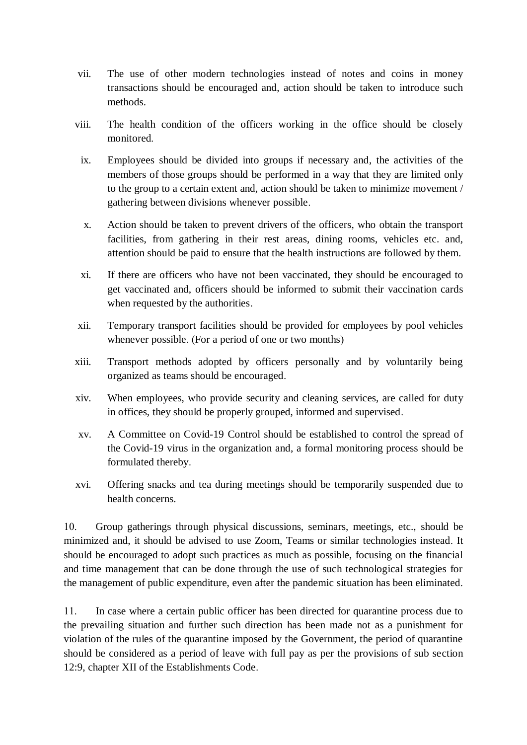vii. The use of other modern technologies instead of notes and coins in money transactions should be encouraged and, action should be taken to introduce such methods.

viii. The health condition of the officers working in the office should be closely monitored.

ix. Employees should be divided into groups if necessary and, the activities of the members of those groups should be performed in a way that they are limited only to the group to a certain extent and, action should be taken to minimize movement / gathering between divisions whenever possible.

x. Action should be taken to prevent drivers of the officers, who obtain the transport facilities, from gathering in their rest areas, dining rooms, vehicles etc. and, attention should be paid to ensure that the health instructions are followed by them.

xi. If there are officers who have not been vaccinated, they should be encouraged to get vaccinated and, officers should be informed to submit their vaccination cards when requested by the authorities.

xii. Temporary transport facilities should be provided for employees by pool vehicles whenever possible. (For a period of one or two months)

xiii. Transport methods adopted by officers personally and by voluntarily being organized as teams should be encouraged.

xiv. When employees, who provide security and cleaning services, are called for duty in offices, they should be properly grouped, informed and supervised.

xv. A Committee on Covid-19 Control should be established to control the spread of the Covid-19 virus in the organization and, a formal monitoring process should be formulated thereby.

xvi. Offering snacks and tea during meetings should be temporarily suspended due to health concerns.

10. Group gatherings through physical discussions, seminars, meetings, etc., should be minimized and, it should be advised to use Zoom, Teams or similar technologies instead. It should be encouraged to adopt such practices as much as possible, focusing on the financial and time management that can be done through the use of such technological strategies for the management of public expenditure, even after the pandemic situation has been eliminated.

11. In case where a certain public officer has been directed for quarantine process due to the prevailing situation and further such direction has been made not as a punishment for violation of the rules of the quarantine imposed by the Government, the period of quarantine should be considered as a period of leave with full pay as per the provisions of sub section 12:9, chapter XII of the Establishments Code.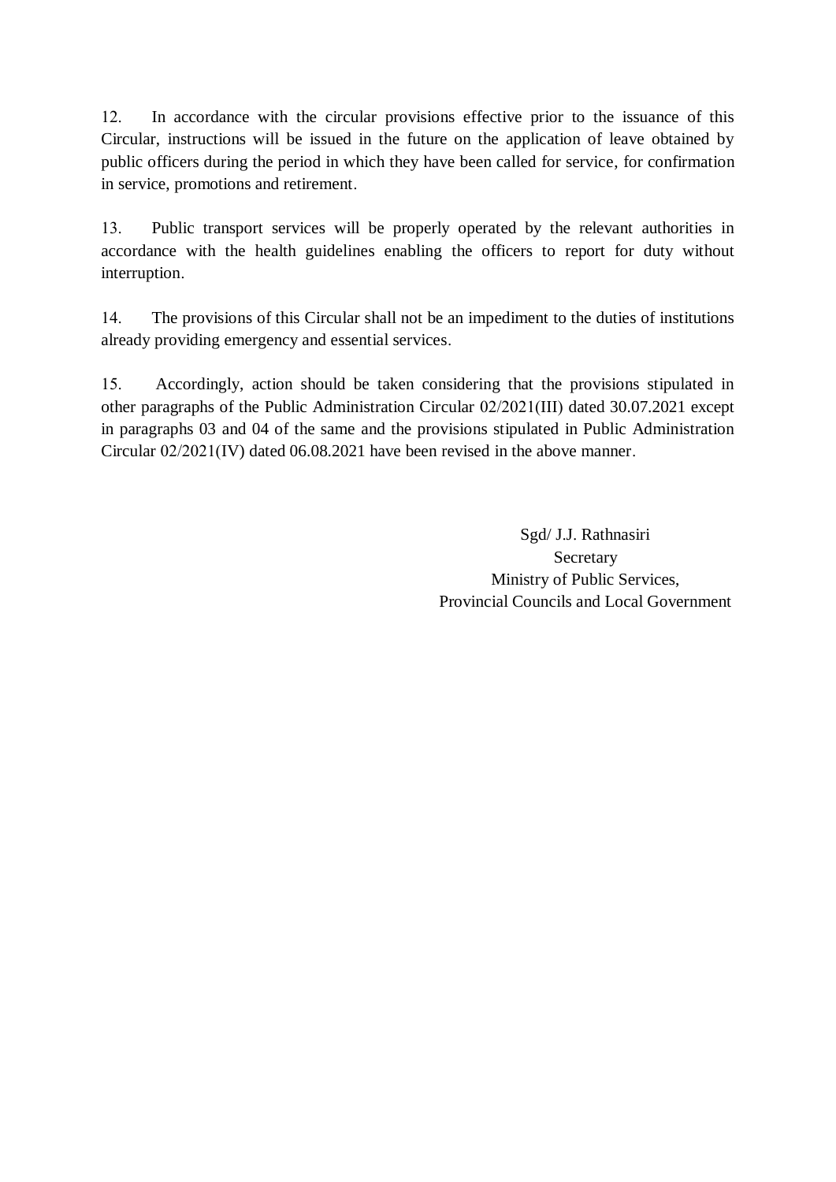12. In accordance with the circular provisions effective prior to the issuance of this Circular, instructions will be issued in the future on the application of leave obtained by public officers during the period in which they have been called for service, for confirmation in service, promotions and retirement.

13. Public transport services will be properly operated by the relevant authorities in accordance with the health guidelines enabling the officers to report for duty without interruption.

14. The provisions of this Circular shall not be an impediment to the duties of institutions already providing emergency and essential services.

15. Accordingly, action should be taken considering that the provisions stipulated in other paragraphs of the Public Administration Circular 02/2021(III) dated 30.07.2021 except in paragraphs 03 and 04 of the same and the provisions stipulated in Public Administration Circular 02/2021(IV) dated 06.08.2021 have been revised in the above manner.

Sgd/ J.J. Rathnasiri
Secretary
Ministry of Public Services,
Provincial Councils and Local Government